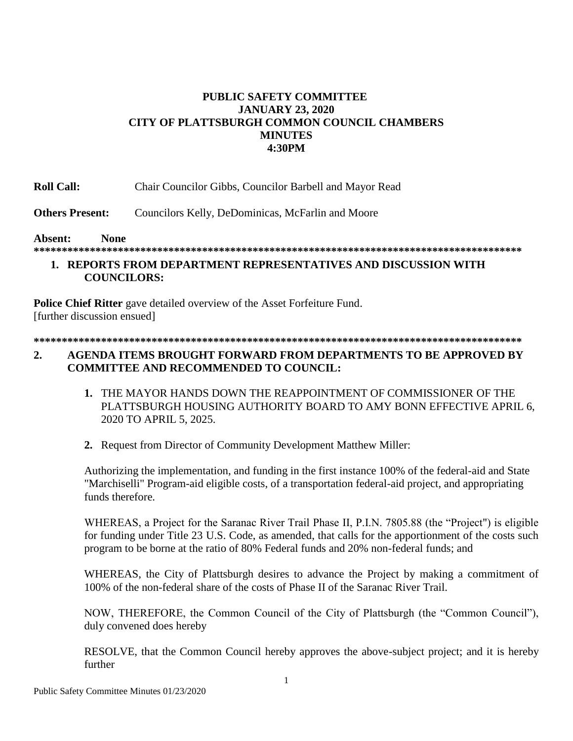# PUBLIC SAFETY COMMITTEE
# JANUARY 23, 2020
# CITY OF PLATTSBURGH COMMON COUNCIL CHAMBERS
# MINUTES
# 4:30PM

**Roll Call:** Chair Councilor Gibbs, Councilor Barbell and Mayor Read

**Others Present:** Councilors Kelly, DeDominicas, McFarlin and Moore

**Absent: None**

******************************************************************************************

## 1. REPORTS FROM DEPARTMENT REPRESENTATIVES AND DISCUSSION WITH COUNCILORS:

**Police Chief Ritter** gave detailed overview of the Asset Forfeiture Fund.
[further discussion ensued]

******************************************************************************************

## 2. AGENDA ITEMS BROUGHT FORWARD FROM DEPARTMENTS TO BE APPROVED BY COMMITTEE AND RECOMMENDED TO COUNCIL:

**1.** THE MAYOR HANDS DOWN THE REAPPOINTMENT OF COMMISSIONER OF THE PLATTSBURGH HOUSING AUTHORITY BOARD TO AMY BONN EFFECTIVE APRIL 6, 2020 TO APRIL 5, 2025.

**2.** Request from Director of Community Development Matthew Miller:

Authorizing the implementation, and funding in the first instance 100% of the federal-aid and State "Marchiselli" Program-aid eligible costs, of a transportation federal-aid project, and appropriating funds therefore.

WHEREAS, a Project for the Saranac River Trail Phase II, P.I.N. 7805.88 (the "Project") is eligible for funding under Title 23 U.S. Code, as amended, that calls for the apportionment of the costs such program to be borne at the ratio of 80% Federal funds and 20% non-federal funds; and

WHEREAS, the City of Plattsburgh desires to advance the Project by making a commitment of 100% of the non-federal share of the costs of Phase II of the Saranac River Trail.

NOW, THEREFORE, the Common Council of the City of Plattsburgh (the "Common Council"), duly convened does hereby

RESOLVE, that the Common Council hereby approves the above-subject project; and it is hereby further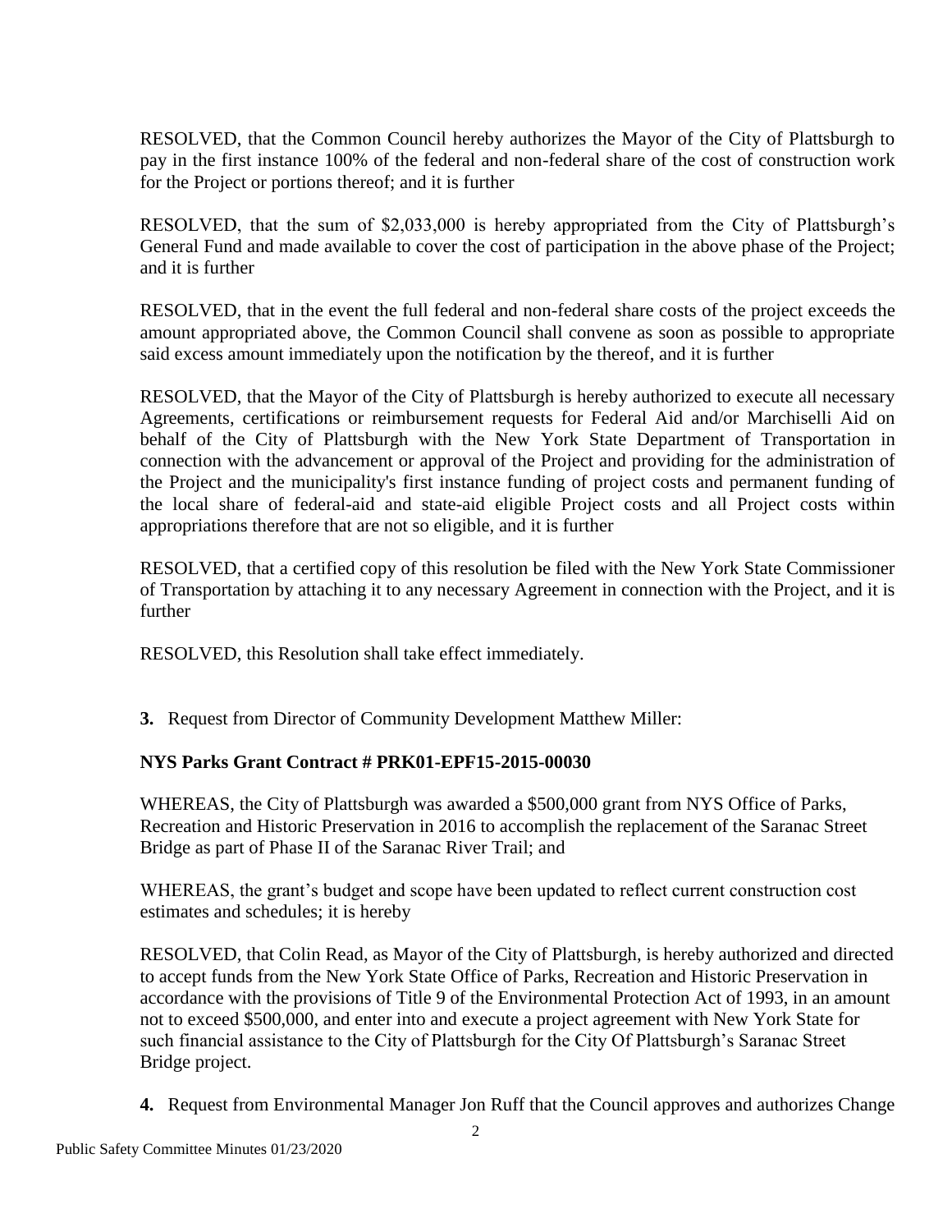RESOLVED, that the Common Council hereby authorizes the Mayor of the City of Plattsburgh to pay in the first instance 100% of the federal and non-federal share of the cost of construction work for the Project or portions thereof; and it is further

RESOLVED, that the sum of $2,033,000 is hereby appropriated from the City of Plattsburgh's General Fund and made available to cover the cost of participation in the above phase of the Project; and it is further

RESOLVED, that in the event the full federal and non-federal share costs of the project exceeds the amount appropriated above, the Common Council shall convene as soon as possible to appropriate said excess amount immediately upon the notification by the thereof, and it is further

RESOLVED, that the Mayor of the City of Plattsburgh is hereby authorized to execute all necessary Agreements, certifications or reimbursement requests for Federal Aid and/or Marchiselli Aid on behalf of the City of Plattsburgh with the New York State Department of Transportation in connection with the advancement or approval of the Project and providing for the administration of the Project and the municipality's first instance funding of project costs and permanent funding of the local share of federal-aid and state-aid eligible Project costs and all Project costs within appropriations therefore that are not so eligible, and it is further

RESOLVED, that a certified copy of this resolution be filed with the New York State Commissioner of Transportation by attaching it to any necessary Agreement in connection with the Project, and it is further

RESOLVED, this Resolution shall take effect immediately.

**3.** Request from Director of Community Development Matthew Miller:

**NYS Parks Grant Contract # PRK01-EPF15-2015-00030**

WHEREAS, the City of Plattsburgh was awarded a $500,000 grant from NYS Office of Parks, Recreation and Historic Preservation in 2016 to accomplish the replacement of the Saranac Street Bridge as part of Phase II of the Saranac River Trail; and

WHEREAS, the grant's budget and scope have been updated to reflect current construction cost estimates and schedules; it is hereby

RESOLVED, that Colin Read, as Mayor of the City of Plattsburgh, is hereby authorized and directed to accept funds from the New York State Office of Parks, Recreation and Historic Preservation in accordance with the provisions of Title 9 of the Environmental Protection Act of 1993, in an amount not to exceed $500,000, and enter into and execute a project agreement with New York State for such financial assistance to the City of Plattsburgh for the City Of Plattsburgh's Saranac Street Bridge project.

**4.** Request from Environmental Manager Jon Ruff that the Council approves and authorizes Change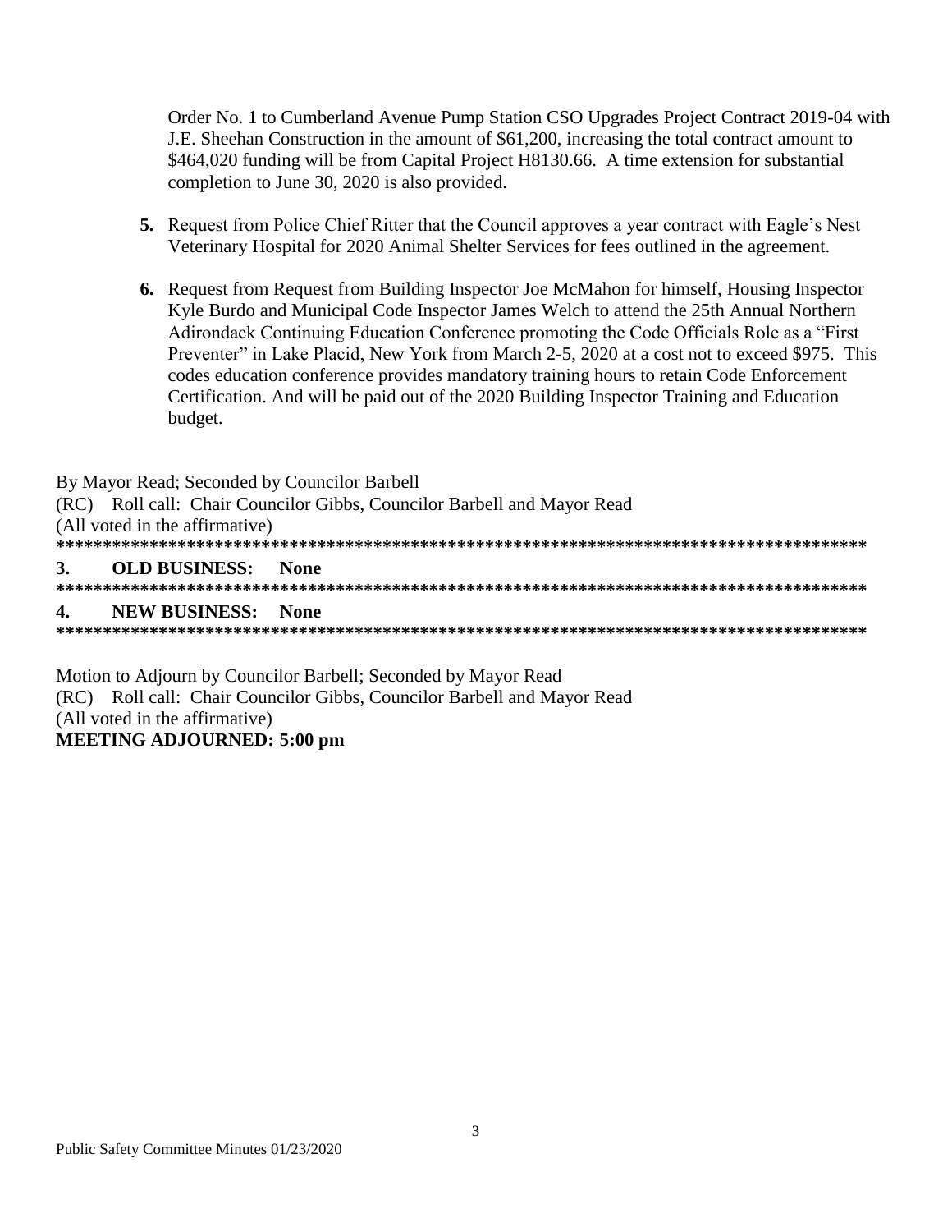Order No. 1 to Cumberland Avenue Pump Station CSO Upgrades Project Contract 2019-04 with J.E. Sheehan Construction in the amount of $61,200, increasing the total contract amount to $464,020 funding will be from Capital Project H8130.66. A time extension for substantial completion to June 30, 2020 is also provided.

5. Request from Police Chief Ritter that the Council approves a year contract with Eagle's Nest Veterinary Hospital for 2020 Animal Shelter Services for fees outlined in the agreement.

6. Request from Request from Building Inspector Joe McMahon for himself, Housing Inspector Kyle Burdo and Municipal Code Inspector James Welch to attend the 25th Annual Northern Adirondack Continuing Education Conference promoting the Code Officials Role as a "First Preventer" in Lake Placid, New York from March 2-5, 2020 at a cost not to exceed $975. This codes education conference provides mandatory training hours to retain Code Enforcement Certification. And will be paid out of the 2020 Building Inspector Training and Education budget.

By Mayor Read; Seconded by Councilor Barbell
(RC) Roll call: Chair Councilor Gibbs, Councilor Barbell and Mayor Read
(All voted in the affirmative)

******************************************************************************************

**3. OLD BUSINESS: None**

******************************************************************************************

**4. NEW BUSINESS: None**

******************************************************************************************

Motion to Adjourn by Councilor Barbell; Seconded by Mayor Read
(RC) Roll call: Chair Councilor Gibbs, Councilor Barbell and Mayor Read
(All voted in the affirmative)
**MEETING ADJOURNED: 5:00 pm**